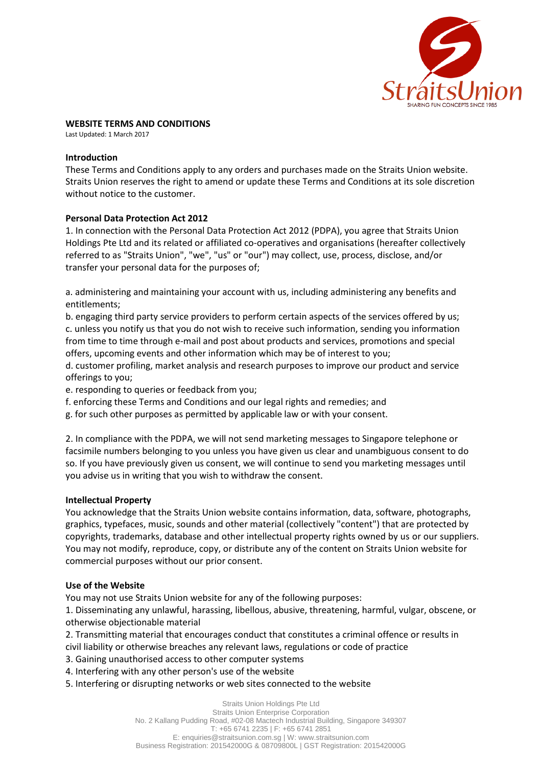## WEBSITE TERMS AND CONDITIONS

Last Updated: 1 March 2017

### Introduction

These Terms and Conditions apply to any orders and purchases made on the Straits Union website. Straits Union reserves the right to amend or update these Terms and Conditions at its sole discretion without notice to the customer.

### Personal Data Protection Act 2012

1. In connection with the Personal Data Protection Act 2012 (PDPA), you agree that Straits Union Holdings Pte Ltd and its related or affiliated co-operatives and organisations (hereafter collectively referred to as "Straits Union", "we", "us" or "our") may collect, use, process, disclose, and/or transfer your personal data for the purposes of;

a. administering and maintaining your account with us, including administering any benefits and entitlements;
b. engaging third party service providers to perform certain aspects of the services offered by us;
c. unless you notify us that you do not wish to receive such information, sending you information from time to time through e-mail and post about products and services, promotions and special offers, upcoming events and other information which may be of interest to you;
d. customer profiling, market analysis and research purposes to improve our product and service offerings to you;
e. responding to queries or feedback from you;
f. enforcing these Terms and Conditions and our legal rights and remedies; and
g. for such other purposes as permitted by applicable law or with your consent.

2. In compliance with the PDPA, we will not send marketing messages to Singapore telephone or facsimile numbers belonging to you unless you have given us clear and unambiguous consent to do so. If you have previously given us consent, we will continue to send you marketing messages until you advise us in writing that you wish to withdraw the consent.

### Intellectual Property

You acknowledge that the Straits Union website contains information, data, software, photographs, graphics, typefaces, music, sounds and other material (collectively "content") that are protected by copyrights, trademarks, database and other intellectual property rights owned by us or our suppliers. You may not modify, reproduce, copy, or distribute any of the content on Straits Union website for commercial purposes without our prior consent.

### Use of the Website

You may not use Straits Union website for any of the following purposes:

1. Disseminating any unlawful, harassing, libellous, abusive, threatening, harmful, vulgar, obscene, or otherwise objectionable material
2. Transmitting material that encourages conduct that constitutes a criminal offence or results in civil liability or otherwise breaches any relevant laws, regulations or code of practice
3. Gaining unauthorised access to other computer systems
4. Interfering with any other person's use of the website
5. Interfering or disrupting networks or web sites connected to the website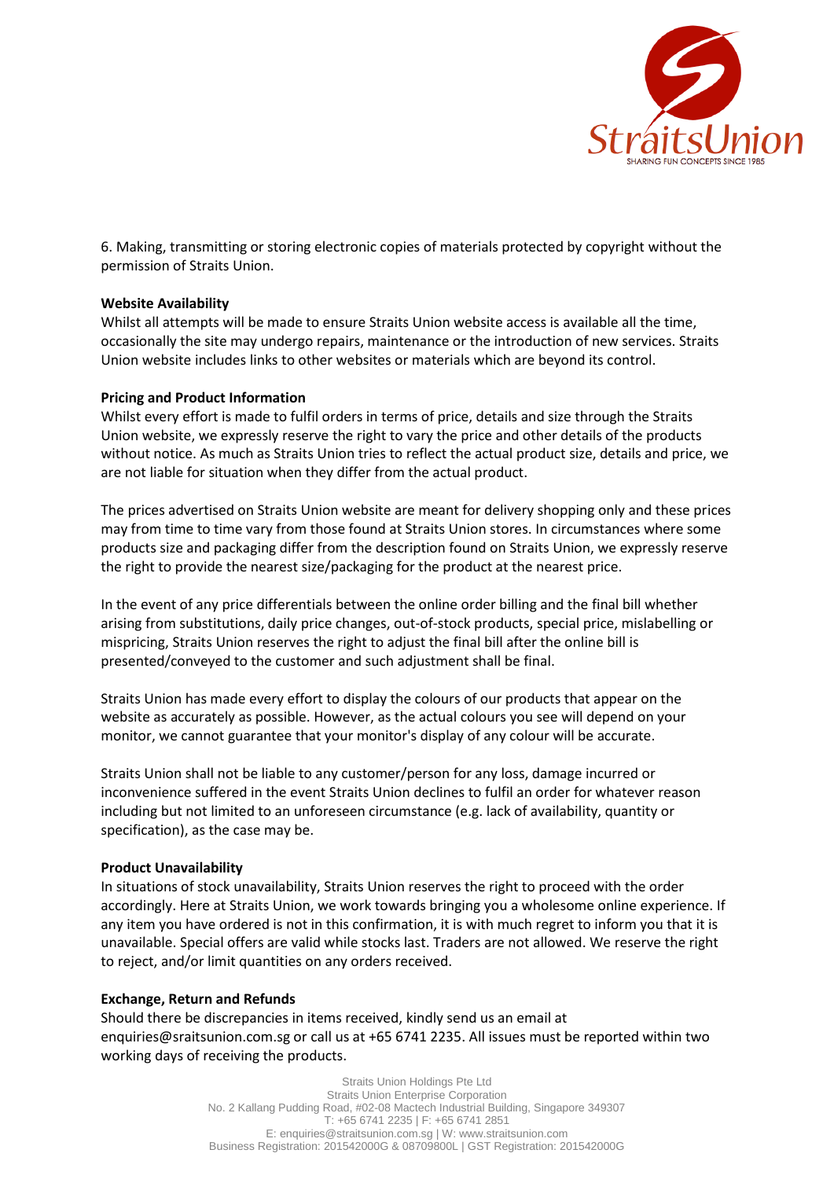6. Making, transmitting or storing electronic copies of materials protected by copyright without the permission of Straits Union.

**Website Availability**
Whilst all attempts will be made to ensure Straits Union website access is available all the time, occasionally the site may undergo repairs, maintenance or the introduction of new services. Straits Union website includes links to other websites or materials which are beyond its control.

**Pricing and Product Information**
Whilst every effort is made to fulfil orders in terms of price, details and size through the Straits Union website, we expressly reserve the right to vary the price and other details of the products without notice. As much as Straits Union tries to reflect the actual product size, details and price, we are not liable for situation when they differ from the actual product.

The prices advertised on Straits Union website are meant for delivery shopping only and these prices may from time to time vary from those found at Straits Union stores. In circumstances where some products size and packaging differ from the description found on Straits Union, we expressly reserve the right to provide the nearest size/packaging for the product at the nearest price.

In the event of any price differentials between the online order billing and the final bill whether arising from substitutions, daily price changes, out-of-stock products, special price, mislabelling or mispricing, Straits Union reserves the right to adjust the final bill after the online bill is presented/conveyed to the customer and such adjustment shall be final.

Straits Union has made every effort to display the colours of our products that appear on the website as accurately as possible. However, as the actual colours you see will depend on your monitor, we cannot guarantee that your monitor's display of any colour will be accurate.

Straits Union shall not be liable to any customer/person for any loss, damage incurred or inconvenience suffered in the event Straits Union declines to fulfil an order for whatever reason including but not limited to an unforeseen circumstance (e.g. lack of availability, quantity or specification), as the case may be.

**Product Unavailability**
In situations of stock unavailability, Straits Union reserves the right to proceed with the order accordingly. Here at Straits Union, we work towards bringing you a wholesome online experience. If any item you have ordered is not in this confirmation, it is with much regret to inform you that it is unavailable. Special offers are valid while stocks last. Traders are not allowed. We reserve the right to reject, and/or limit quantities on any orders received.

**Exchange, Return and Refunds**
Should there be discrepancies in items received, kindly send us an email at enquiries@sraitsunion.com.sg or call us at +65 6741 2235. All issues must be reported within two working days of receiving the products.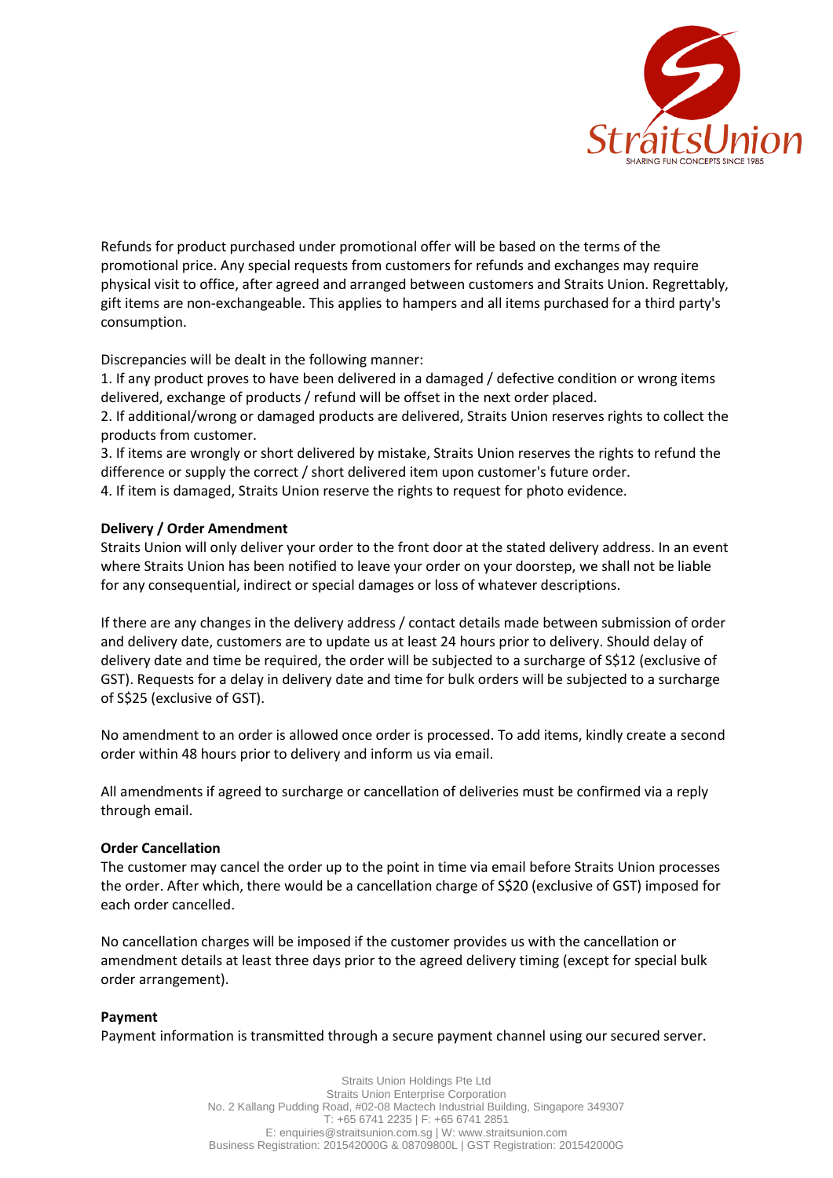Refunds for product purchased under promotional offer will be based on the terms of the promotional price. Any special requests from customers for refunds and exchanges may require physical visit to office, after agreed and arranged between customers and Straits Union. Regrettably, gift items are non-exchangeable. This applies to hampers and all items purchased for a third party's consumption.

Discrepancies will be dealt in the following manner:

1. If any product proves to have been delivered in a damaged / defective condition or wrong items delivered, exchange of products / refund will be offset in the next order placed.
2. If additional/wrong or damaged products are delivered, Straits Union reserves rights to collect the products from customer.
3. If items are wrongly or short delivered by mistake, Straits Union reserves the rights to refund the difference or supply the correct / short delivered item upon customer's future order.
4. If item is damaged, Straits Union reserve the rights to request for photo evidence.

**Delivery / Order Amendment**

Straits Union will only deliver your order to the front door at the stated delivery address. In an event where Straits Union has been notified to leave your order on your doorstep, we shall not be liable for any consequential, indirect or special damages or loss of whatever descriptions.

If there are any changes in the delivery address / contact details made between submission of order and delivery date, customers are to update us at least 24 hours prior to delivery. Should delay of delivery date and time be required, the order will be subjected to a surcharge of S$12 (exclusive of GST). Requests for a delay in delivery date and time for bulk orders will be subjected to a surcharge of S$25 (exclusive of GST).

No amendment to an order is allowed once order is processed. To add items, kindly create a second order within 48 hours prior to delivery and inform us via email.

All amendments if agreed to surcharge or cancellation of deliveries must be confirmed via a reply through email.

**Order Cancellation**

The customer may cancel the order up to the point in time via email before Straits Union processes the order. After which, there would be a cancellation charge of S$20 (exclusive of GST) imposed for each order cancelled.

No cancellation charges will be imposed if the customer provides us with the cancellation or amendment details at least three days prior to the agreed delivery timing (except for special bulk order arrangement).

**Payment**

Payment information is transmitted through a secure payment channel using our secured server.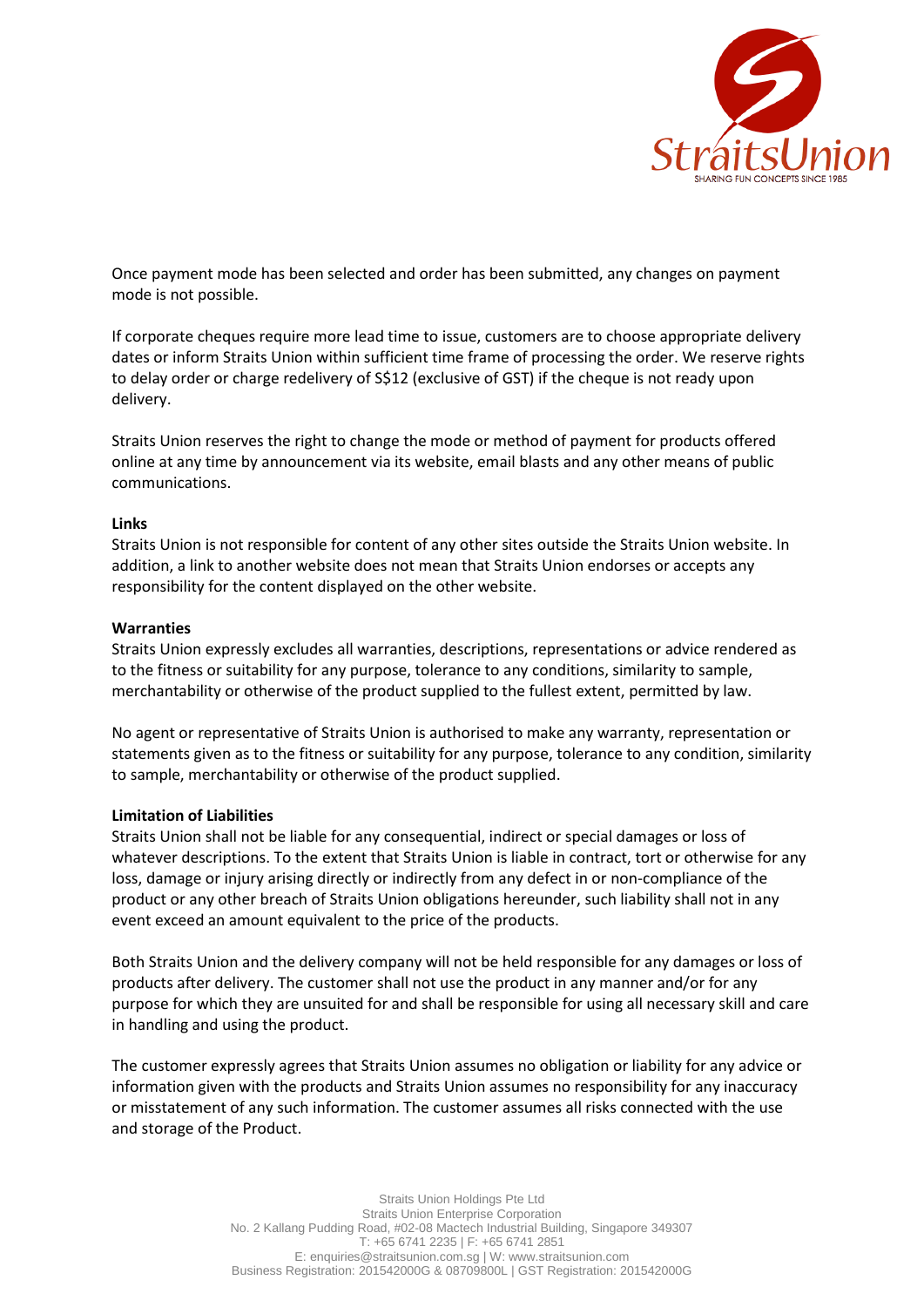Once payment mode has been selected and order has been submitted, any changes on payment mode is not possible.

If corporate cheques require more lead time to issue, customers are to choose appropriate delivery dates or inform Straits Union within sufficient time frame of processing the order. We reserve rights to delay order or charge redelivery of S$12 (exclusive of GST) if the cheque is not ready upon delivery.

Straits Union reserves the right to change the mode or method of payment for products offered online at any time by announcement via its website, email blasts and any other means of public communications.

**Links**

Straits Union is not responsible for content of any other sites outside the Straits Union website. In addition, a link to another website does not mean that Straits Union endorses or accepts any responsibility for the content displayed on the other website.

**Warranties**

Straits Union expressly excludes all warranties, descriptions, representations or advice rendered as to the fitness or suitability for any purpose, tolerance to any conditions, similarity to sample, merchantability or otherwise of the product supplied to the fullest extent, permitted by law.

No agent or representative of Straits Union is authorised to make any warranty, representation or statements given as to the fitness or suitability for any purpose, tolerance to any condition, similarity to sample, merchantability or otherwise of the product supplied.

**Limitation of Liabilities**

Straits Union shall not be liable for any consequential, indirect or special damages or loss of whatever descriptions. To the extent that Straits Union is liable in contract, tort or otherwise for any loss, damage or injury arising directly or indirectly from any defect in or non-compliance of the product or any other breach of Straits Union obligations hereunder, such liability shall not in any event exceed an amount equivalent to the price of the products.

Both Straits Union and the delivery company will not be held responsible for any damages or loss of products after delivery. The customer shall not use the product in any manner and/or for any purpose for which they are unsuited for and shall be responsible for using all necessary skill and care in handling and using the product.

The customer expressly agrees that Straits Union assumes no obligation or liability for any advice or information given with the products and Straits Union assumes no responsibility for any inaccuracy or misstatement of any such information. The customer assumes all risks connected with the use and storage of the Product.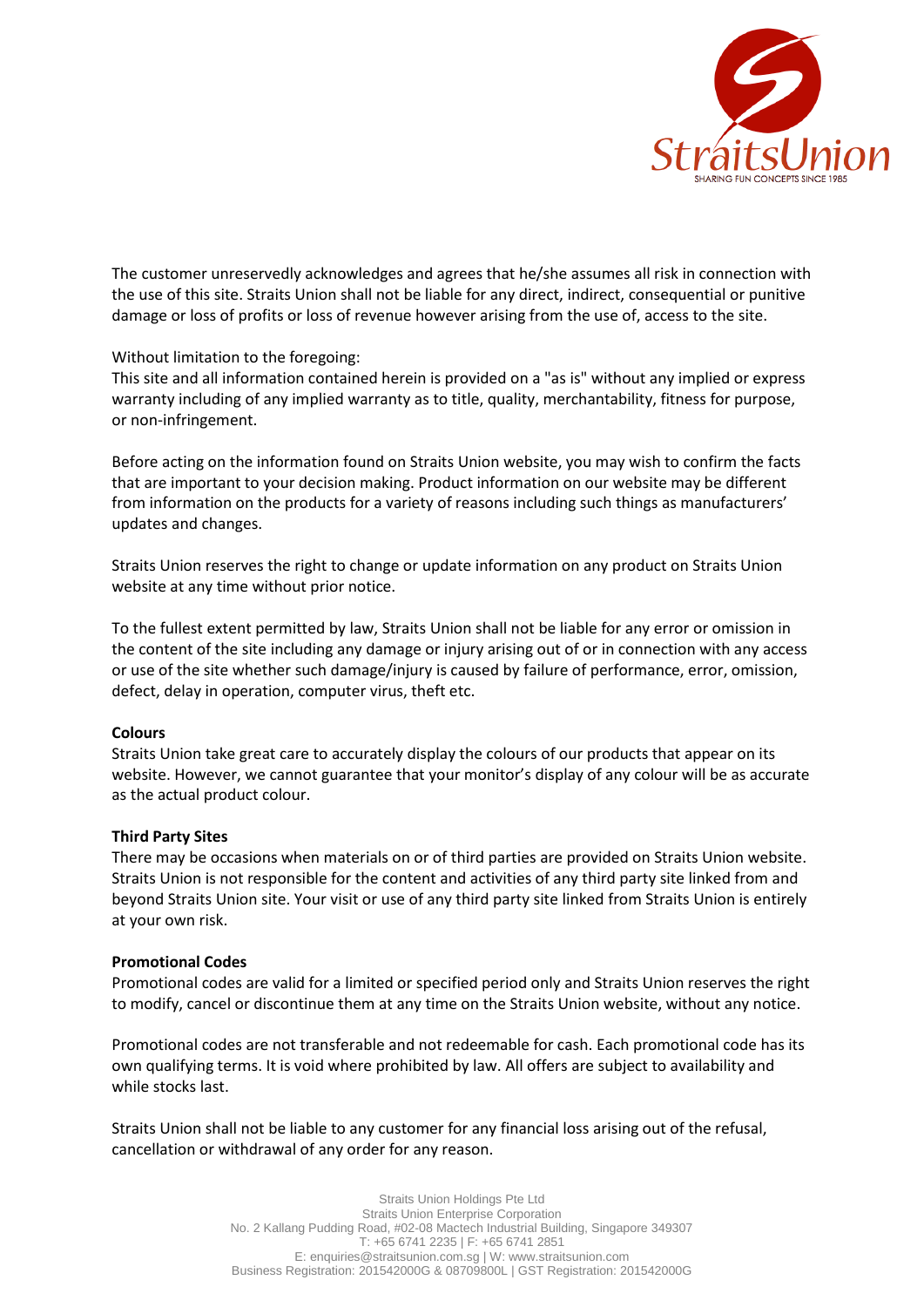The customer unreservedly acknowledges and agrees that he/she assumes all risk in connection with the use of this site. Straits Union shall not be liable for any direct, indirect, consequential or punitive damage or loss of profits or loss of revenue however arising from the use of, access to the site.

Without limitation to the foregoing:
This site and all information contained herein is provided on a "as is" without any implied or express warranty including of any implied warranty as to title, quality, merchantability, fitness for purpose, or non-infringement.

Before acting on the information found on Straits Union website, you may wish to confirm the facts that are important to your decision making. Product information on our website may be different from information on the products for a variety of reasons including such things as manufacturers' updates and changes.

Straits Union reserves the right to change or update information on any product on Straits Union website at any time without prior notice.

To the fullest extent permitted by law, Straits Union shall not be liable for any error or omission in the content of the site including any damage or injury arising out of or in connection with any access or use of the site whether such damage/injury is caused by failure of performance, error, omission, defect, delay in operation, computer virus, theft etc.

**Colours**
Straits Union take great care to accurately display the colours of our products that appear on its website. However, we cannot guarantee that your monitor's display of any colour will be as accurate as the actual product colour.

**Third Party Sites**
There may be occasions when materials on or of third parties are provided on Straits Union website. Straits Union is not responsible for the content and activities of any third party site linked from and beyond Straits Union site. Your visit or use of any third party site linked from Straits Union is entirely at your own risk.

**Promotional Codes**
Promotional codes are valid for a limited or specified period only and Straits Union reserves the right to modify, cancel or discontinue them at any time on the Straits Union website, without any notice.

Promotional codes are not transferable and not redeemable for cash. Each promotional code has its own qualifying terms. It is void where prohibited by law. All offers are subject to availability and while stocks last.

Straits Union shall not be liable to any customer for any financial loss arising out of the refusal, cancellation or withdrawal of any order for any reason.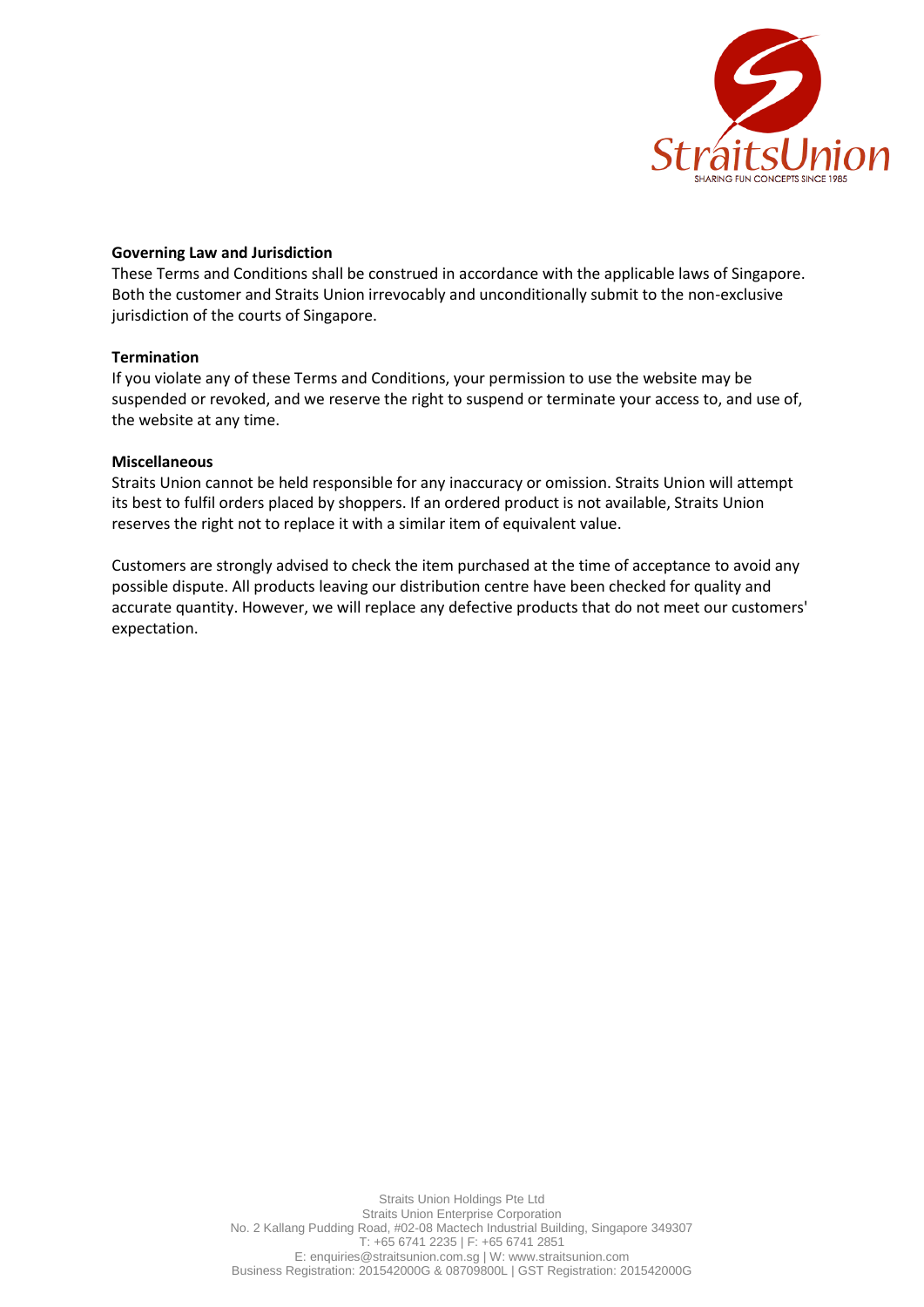**Governing Law and Jurisdiction**

These Terms and Conditions shall be construed in accordance with the applicable laws of Singapore. Both the customer and Straits Union irrevocably and unconditionally submit to the non-exclusive jurisdiction of the courts of Singapore.

**Termination**

If you violate any of these Terms and Conditions, your permission to use the website may be suspended or revoked, and we reserve the right to suspend or terminate your access to, and use of, the website at any time.

**Miscellaneous**

Straits Union cannot be held responsible for any inaccuracy or omission. Straits Union will attempt its best to fulfil orders placed by shoppers. If an ordered product is not available, Straits Union reserves the right not to replace it with a similar item of equivalent value.

Customers are strongly advised to check the item purchased at the time of acceptance to avoid any possible dispute. All products leaving our distribution centre have been checked for quality and accurate quantity. However, we will replace any defective products that do not meet our customers' expectation.